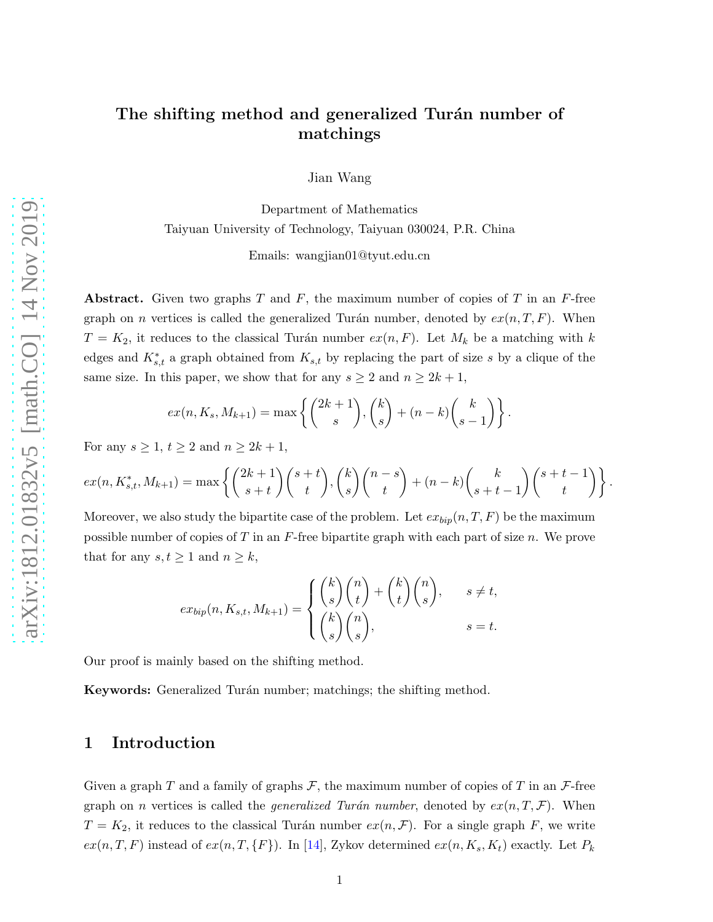# The shifting method and generalized Turán number of matchings

Jian Wang

Department of Mathematics
Taiyuan University of Technology, Taiyuan 030024, P.R. China

Emails: wangjian01@tyut.edu.cn

**Abstract.** Given two graphs $T$ and $F$, the maximum number of copies of $T$ in an $F$-free graph on $n$ vertices is called the generalized Turán number, denoted by $ex(n, T, F)$. When $T = K_2$, it reduces to the classical Turán number $ex(n, F)$. Let $M_k$ be a matching with $k$ edges and $K^*_{s,t}$ a graph obtained from $K_{s,t}$ by replacing the part of size $s$ by a clique of the same size. In this paper, we show that for any $s \geq 2$ and $n \geq 2k + 1$,

$$ex(n, K_s, M_{k+1}) = \max \left\{ \binom{2k+1}{s}, \binom{k}{s} + (n-k)\binom{k}{s-1} \right\}.$$

For any $s \geq 1$, $t \geq 2$ and $n \geq 2k + 1$,

$$ex(n, K^*_{s,t}, M_{k+1}) = \max \left\{ \binom{2k+1}{s+t}\binom{s+t}{t}, \binom{k}{s}\binom{n-s}{t} + (n-k)\binom{k}{s+t-1}\binom{s+t-1}{t} \right\}.$$

Moreover, we also study the bipartite case of the problem. Let $ex_{bip}(n, T, F)$ be the maximum possible number of copies of $T$ in an $F$-free bipartite graph with each part of size $n$. We prove that for any $s, t \geq 1$ and $n \geq k$,

$$ex_{bip}(n, K_{s,t}, M_{k+1}) = \begin{cases} \binom{k}{s}\binom{n}{t} + \binom{k}{t}\binom{n}{s}, & s \neq t, \\ \binom{k}{s}\binom{n}{s}, & s = t. \end{cases}$$

Our proof is mainly based on the shifting method.

**Keywords:** Generalized Turán number; matchings; the shifting method.

## 1 Introduction

Given a graph $T$ and a family of graphs $\mathcal{F}$, the maximum number of copies of $T$ in an $\mathcal{F}$-free graph on $n$ vertices is called the *generalized Turán number*, denoted by $ex(n, T, \mathcal{F})$. When $T = K_2$, it reduces to the classical Turán number $ex(n, \mathcal{F})$. For a single graph $F$, we write $ex(n, T, F)$ instead of $ex(n, T, \{F\})$. In [14], Zykov determined $ex(n, K_s, K_t)$ exactly. Let $P_k$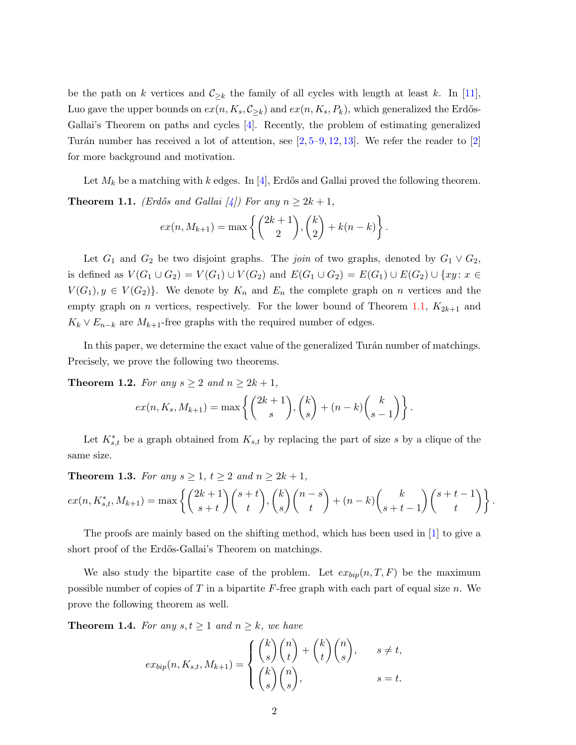be the path on $k$ vertices and $\mathcal{C}_{\geq k}$ the family of all cycles with length at least $k$. In [11], Luo gave the upper bounds on $ex(n, K_s, \mathcal{C}_{\geq k})$ and $ex(n, K_s, P_k)$, which generalized the Erdős-Gallai's Theorem on paths and cycles [4]. Recently, the problem of estimating generalized Turán number has received a lot of attention, see [2, 5–9, 12, 13]. We refer the reader to [2] for more background and motivation.

Let $M_k$ be a matching with $k$ edges. In [4], Erdős and Gallai proved the following theorem.

**Theorem 1.1.** *(Erdős and Gallai [4]) For any $n \geq 2k+1$,*

$$ex(n, M_{k+1}) = \max\left\{ \binom{2k+1}{2}, \binom{k}{2} + k(n-k) \right\}.$$

Let $G_1$ and $G_2$ be two disjoint graphs. The *join* of two graphs, denoted by $G_1 \vee G_2$, is defined as $V(G_1 \cup G_2) = V(G_1) \cup V(G_2)$ and $E(G_1 \cup G_2) = E(G_1) \cup E(G_2) \cup \{xy : x \in V(G_1), y \in V(G_2)\}$. We denote by $K_n$ and $E_n$ the complete graph on $n$ vertices and the empty graph on $n$ vertices, respectively. For the lower bound of Theorem 1.1, $K_{2k+1}$ and $K_k \vee E_{n-k}$ are $M_{k+1}$-free graphs with the required number of edges.

In this paper, we determine the exact value of the generalized Turán number of matchings. Precisely, we prove the following two theorems.

**Theorem 1.2.** *For any $s \geq 2$ and $n \geq 2k+1$,*

$$ex(n, K_s, M_{k+1}) = \max\left\{ \binom{2k+1}{s}, \binom{k}{s} + (n-k)\binom{k}{s-1} \right\}.$$

Let $K^*_{s,t}$ be a graph obtained from $K_{s,t}$ by replacing the part of size $s$ by a clique of the same size.

**Theorem 1.3.** *For any $s \geq 1$, $t \geq 2$ and $n \geq 2k+1$,*

$$ex(n, K^*_{s,t}, M_{k+1}) = \max\left\{ \binom{2k+1}{s+t}\binom{s+t}{t}, \binom{k}{s}\binom{n-s}{t} + (n-k)\binom{k}{s+t-1}\binom{s+t-1}{t} \right\}.$$

The proofs are mainly based on the shifting method, which has been used in [1] to give a short proof of the Erdős-Gallai's Theorem on matchings.

We also study the bipartite case of the problem. Let $ex_{bip}(n, T, F)$ be the maximum possible number of copies of $T$ in a bipartite $F$-free graph with each part of equal size $n$. We prove the following theorem as well.

**Theorem 1.4.** *For any $s, t \geq 1$ and $n \geq k$, we have*

$$ex_{bip}(n, K_{s,t}, M_{k+1}) = \begin{cases} \binom{k}{s}\binom{n}{t} + \binom{k}{t}\binom{n}{s}, & s \neq t, \\ \binom{k}{s}\binom{n}{s}, & s = t. \end{cases}$$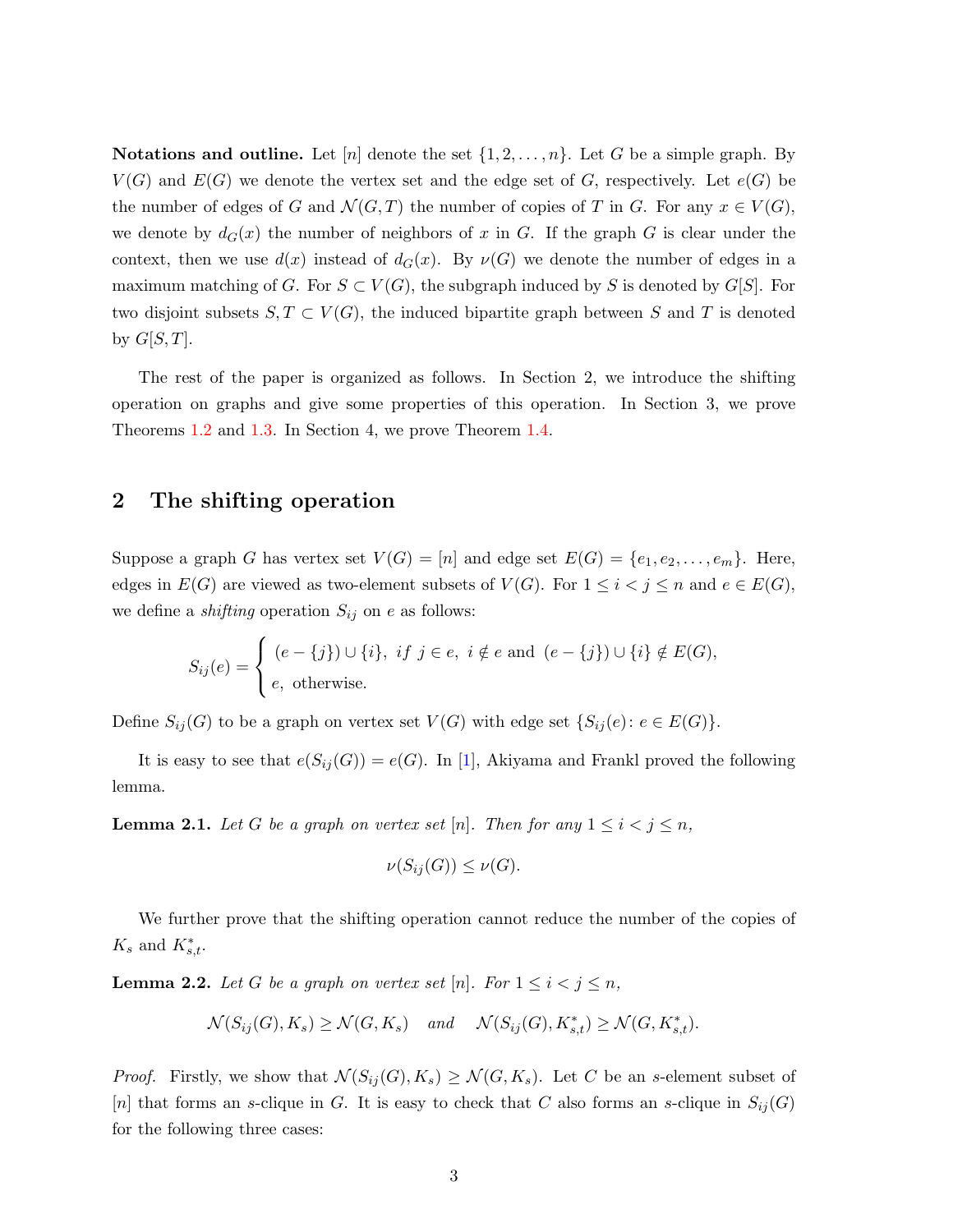**Notations and outline.** Let $[n]$ denote the set $\{1, 2, \dots, n\}$. Let $G$ be a simple graph. By $V(G)$ and $E(G)$ we denote the vertex set and the edge set of $G$, respectively. Let $e(G)$ be the number of edges of $G$ and $\mathcal{N}(G, T)$ the number of copies of $T$ in $G$. For any $x \in V(G)$, we denote by $d_G(x)$ the number of neighbors of $x$ in $G$. If the graph $G$ is clear under the context, then we use $d(x)$ instead of $d_G(x)$. By $\nu(G)$ we denote the number of edges in a maximum matching of $G$. For $S \subset V(G)$, the subgraph induced by $S$ is denoted by $G[S]$. For two disjoint subsets $S, T \subset V(G)$, the induced bipartite graph between $S$ and $T$ is denoted by $G[S, T]$.

The rest of the paper is organized as follows. In Section 2, we introduce the shifting operation on graphs and give some properties of this operation. In Section 3, we prove Theorems 1.2 and 1.3. In Section 4, we prove Theorem 1.4.

## 2 The shifting operation

Suppose a graph $G$ has vertex set $V(G) = [n]$ and edge set $E(G) = \{e_1, e_2, \dots, e_m\}$. Here, edges in $E(G)$ are viewed as two-element subsets of $V(G)$. For $1 \leq i < j \leq n$ and $e \in E(G)$, we define a *shifting* operation $S_{ij}$ on $e$ as follows:

$$S_{ij}(e) = \begin{cases} (e - \{j\}) \cup \{i\}, \ \textit{if} \ j \in e, \ i \notin e \text{ and } (e - \{j\}) \cup \{i\} \notin E(G), \\ e, \text{ otherwise.} \end{cases}$$

Define $S_{ij}(G)$ to be a graph on vertex set $V(G)$ with edge set $\{S_{ij}(e) \colon e \in E(G)\}$.

It is easy to see that $e(S_{ij}(G)) = e(G)$. In [1], Akiyama and Frankl proved the following lemma.

**Lemma 2.1.** *Let $G$ be a graph on vertex set $[n]$. Then for any $1 \leq i < j \leq n$,*

$$\nu(S_{ij}(G)) \leq \nu(G).$$

We further prove that the shifting operation cannot reduce the number of the copies of $K_s$ and $K_{s,t}^*$.

**Lemma 2.2.** *Let $G$ be a graph on vertex set $[n]$. For $1 \leq i < j \leq n$,*

$$\mathcal{N}(S_{ij}(G), K_s) \geq \mathcal{N}(G, K_s) \quad \textit{and} \quad \mathcal{N}(S_{ij}(G), K_{s,t}^*) \geq \mathcal{N}(G, K_{s,t}^*).$$

*Proof.* Firstly, we show that $\mathcal{N}(S_{ij}(G), K_s) \geq \mathcal{N}(G, K_s)$. Let $C$ be an $s$-element subset of $[n]$ that forms an $s$-clique in $G$. It is easy to check that $C$ also forms an $s$-clique in $S_{ij}(G)$ for the following three cases: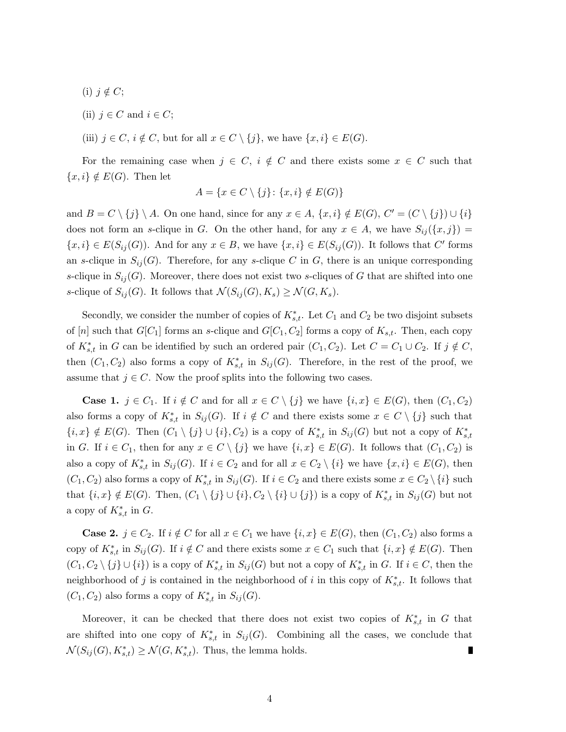(i) $j \notin C$;

(ii) $j \in C$ and $i \in C$;

(iii) $j \in C$, $i \notin C$, but for all $x \in C \setminus \{j\}$, we have $\{x, i\} \in E(G)$.

For the remaining case when $j \in C$, $i \notin C$ and there exists some $x \in C$ such that $\{x, i\} \notin E(G)$. Then let

$$A = \{x \in C \setminus \{j\} \colon \{x, i\} \notin E(G)\}$$

and $B = C \setminus \{j\} \setminus A$. On one hand, since for any $x \in A$, $\{x, i\} \notin E(G)$, $C' = (C \setminus \{j\}) \cup \{i\}$ does not form an $s$-clique in $G$. On the other hand, for any $x \in A$, we have $S_{ij}(\{x, j\}) = \{x, i\} \in E(S_{ij}(G))$. And for any $x \in B$, we have $\{x, i\} \in E(S_{ij}(G))$. It follows that $C'$ forms an $s$-clique in $S_{ij}(G)$. Therefore, for any $s$-clique $C$ in $G$, there is an unique corresponding $s$-clique in $S_{ij}(G)$. Moreover, there does not exist two $s$-cliques of $G$ that are shifted into one $s$-clique of $S_{ij}(G)$. It follows that $\mathcal{N}(S_{ij}(G), K_s) \geq \mathcal{N}(G, K_s)$.

Secondly, we consider the number of copies of $K^*_{s,t}$. Let $C_1$ and $C_2$ be two disjoint subsets of $[n]$ such that $G[C_1]$ forms an $s$-clique and $G[C_1, C_2]$ forms a copy of $K_{s,t}$. Then, each copy of $K^*_{s,t}$ in $G$ can be identified by such an ordered pair $(C_1, C_2)$. Let $C = C_1 \cup C_2$. If $j \notin C$, then $(C_1, C_2)$ also forms a copy of $K^*_{s,t}$ in $S_{ij}(G)$. Therefore, in the rest of the proof, we assume that $j \in C$. Now the proof splits into the following two cases.

**Case 1.** $j \in C_1$. If $i \notin C$ and for all $x \in C \setminus \{j\}$ we have $\{i, x\} \in E(G)$, then $(C_1, C_2)$ also forms a copy of $K^*_{s,t}$ in $S_{ij}(G)$. If $i \notin C$ and there exists some $x \in C \setminus \{j\}$ such that $\{i, x\} \notin E(G)$. Then $(C_1 \setminus \{j\} \cup \{i\}, C_2)$ is a copy of $K^*_{s,t}$ in $S_{ij}(G)$ but not a copy of $K^*_{s,t}$ in $G$. If $i \in C_1$, then for any $x \in C \setminus \{j\}$ we have $\{i, x\} \in E(G)$. It follows that $(C_1, C_2)$ is also a copy of $K^*_{s,t}$ in $S_{ij}(G)$. If $i \in C_2$ and for all $x \in C_2 \setminus \{i\}$ we have $\{x, i\} \in E(G)$, then $(C_1, C_2)$ also forms a copy of $K^*_{s,t}$ in $S_{ij}(G)$. If $i \in C_2$ and there exists some $x \in C_2 \setminus \{i\}$ such that $\{i, x\} \notin E(G)$. Then, $(C_1 \setminus \{j\} \cup \{i\}, C_2 \setminus \{i\} \cup \{j\})$ is a copy of $K^*_{s,t}$ in $S_{ij}(G)$ but not a copy of $K^*_{s,t}$ in $G$.

**Case 2.** $j \in C_2$. If $i \notin C$ for all $x \in C_1$ we have $\{i, x\} \in E(G)$, then $(C_1, C_2)$ also forms a copy of $K^*_{s,t}$ in $S_{ij}(G)$. If $i \notin C$ and there exists some $x \in C_1$ such that $\{i, x\} \notin E(G)$. Then $(C_1, C_2 \setminus \{j\} \cup \{i\})$ is a copy of $K^*_{s,t}$ in $S_{ij}(G)$ but not a copy of $K^*_{s,t}$ in $G$. If $i \in C$, then the neighborhood of $j$ is contained in the neighborhood of $i$ in this copy of $K^*_{s,t}$. It follows that $(C_1, C_2)$ also forms a copy of $K^*_{s,t}$ in $S_{ij}(G)$.

Moreover, it can be checked that there does not exist two copies of $K^*_{s,t}$ in $G$ that are shifted into one copy of $K^*_{s,t}$ in $S_{ij}(G)$. Combining all the cases, we conclude that $\mathcal{N}(S_{ij}(G), K^*_{s,t}) \geq \mathcal{N}(G, K^*_{s,t})$. Thus, the lemma holds. ∎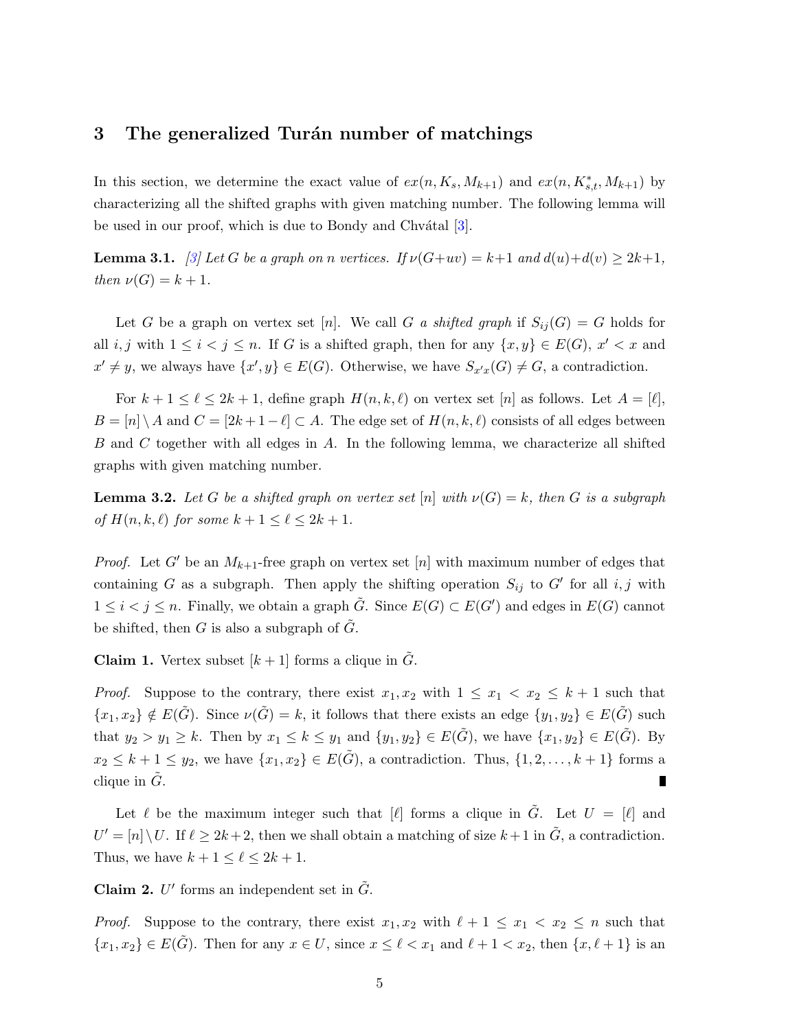## 3 The generalized Turán number of matchings

In this section, we determine the exact value of $ex(n, K_s, M_{k+1})$ and $ex(n, K^*_{s,t}, M_{k+1})$ by characterizing all the shifted graphs with given matching number. The following lemma will be used in our proof, which is due to Bondy and Chvátal [3].

**Lemma 3.1.** *[3] Let $G$ be a graph on $n$ vertices. If $\nu(G+uv) = k+1$ and $d(u)+d(v) \geq 2k+1$, then $\nu(G) = k+1$.*

Let $G$ be a graph on vertex set $[n]$. We call $G$ *a shifted graph* if $S_{ij}(G) = G$ holds for all $i, j$ with $1 \leq i < j \leq n$. If $G$ is a shifted graph, then for any $\{x, y\} \in E(G)$, $x' < x$ and $x' \neq y$, we always have $\{x', y\} \in E(G)$. Otherwise, we have $S_{x'x}(G) \neq G$, a contradiction.

For $k+1 \leq \ell \leq 2k+1$, define graph $H(n, k, \ell)$ on vertex set $[n]$ as follows. Let $A = [\ell]$, $B = [n] \setminus A$ and $C = [2k+1-\ell] \subset A$. The edge set of $H(n, k, \ell)$ consists of all edges between $B$ and $C$ together with all edges in $A$. In the following lemma, we characterize all shifted graphs with given matching number.

**Lemma 3.2.** *Let $G$ be a shifted graph on vertex set $[n]$ with $\nu(G) = k$, then $G$ is a subgraph of $H(n, k, \ell)$ for some $k+1 \leq \ell \leq 2k+1$.*

*Proof.* Let $G'$ be an $M_{k+1}$-free graph on vertex set $[n]$ with maximum number of edges that containing $G$ as a subgraph. Then apply the shifting operation $S_{ij}$ to $G'$ for all $i, j$ with $1 \leq i < j \leq n$. Finally, we obtain a graph $\tilde{G}$. Since $E(G) \subset E(G')$ and edges in $E(G)$ cannot be shifted, then $G$ is also a subgraph of $\tilde{G}$.

**Claim 1.** Vertex subset $[k+1]$ forms a clique in $\tilde{G}$.

*Proof.* Suppose to the contrary, there exist $x_1, x_2$ with $1 \leq x_1 < x_2 \leq k+1$ such that $\{x_1, x_2\} \notin E(\tilde{G})$. Since $\nu(\tilde{G}) = k$, it follows that there exists an edge $\{y_1, y_2\} \in E(\tilde{G})$ such that $y_2 > y_1 \geq k$. Then by $x_1 \leq k \leq y_1$ and $\{y_1, y_2\} \in E(\tilde{G})$, we have $\{x_1, y_2\} \in E(\tilde{G})$. By $x_2 \leq k+1 \leq y_2$, we have $\{x_1, x_2\} \in E(\tilde{G})$, a contradiction. Thus, $\{1, 2, \ldots, k+1\}$ forms a clique in $\tilde{G}$. ∎

Let $\ell$ be the maximum integer such that $[\ell]$ forms a clique in $\tilde{G}$. Let $U = [\ell]$ and $U' = [n] \setminus U$. If $\ell \geq 2k+2$, then we shall obtain a matching of size $k+1$ in $\tilde{G}$, a contradiction. Thus, we have $k+1 \leq \ell \leq 2k+1$.

**Claim 2.** $U'$ forms an independent set in $\tilde{G}$.

*Proof.* Suppose to the contrary, there exist $x_1, x_2$ with $\ell+1 \leq x_1 < x_2 \leq n$ such that $\{x_1, x_2\} \in E(\tilde{G})$. Then for any $x \in U$, since $x \leq \ell < x_1$ and $\ell+1 < x_2$, then $\{x, \ell+1\}$ is an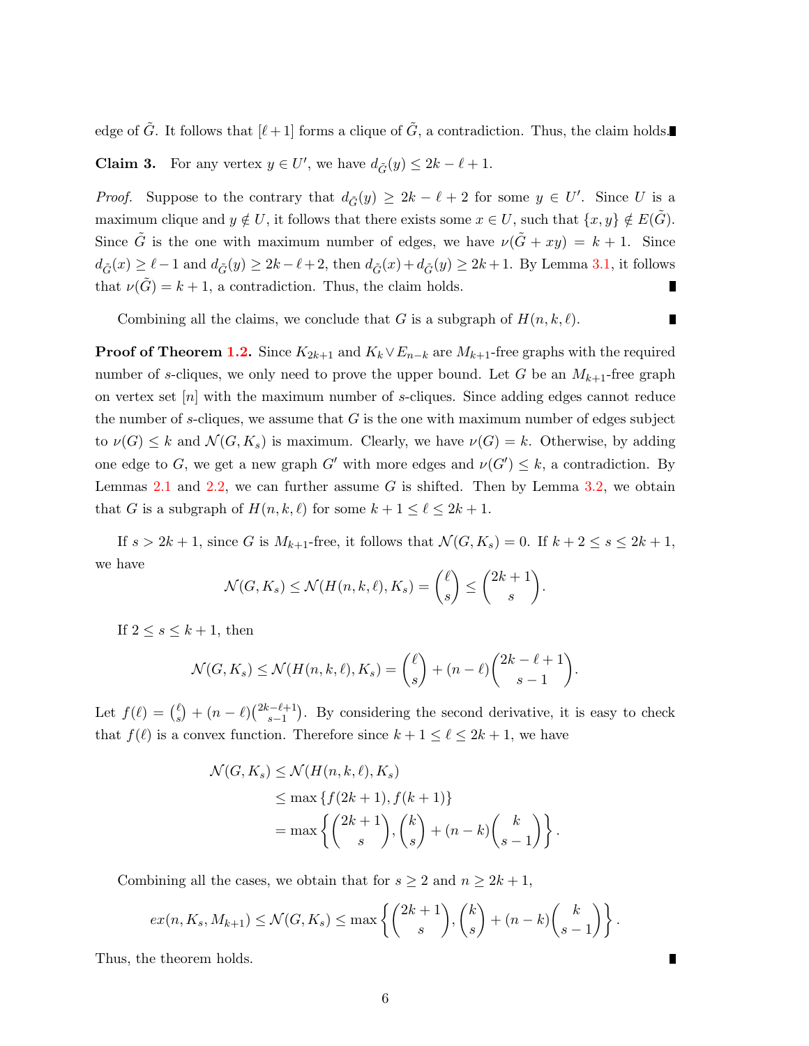edge of $\tilde{G}$. It follows that $[\ell+1]$ forms a clique of $\tilde{G}$, a contradiction. Thus, the claim holds. ∎

**Claim 3.** For any vertex $y \in U'$, we have $d_{\tilde{G}}(y) \le 2k - \ell + 1$.

*Proof.* Suppose to the contrary that $d_{\tilde{G}}(y) \ge 2k - \ell + 2$ for some $y \in U'$. Since $U$ is a maximum clique and $y \notin U$, it follows that there exists some $x \in U$, such that $\{x, y\} \notin E(\tilde{G})$. Since $\tilde{G}$ is the one with maximum number of edges, we have $\nu(\tilde{G} + xy) = k + 1$. Since $d_{\tilde{G}}(x) \ge \ell - 1$ and $d_{\tilde{G}}(y) \ge 2k - \ell + 2$, then $d_{\tilde{G}}(x) + d_{\tilde{G}}(y) \ge 2k + 1$. By Lemma 3.1, it follows that $\nu(\tilde{G}) = k + 1$, a contradiction. Thus, the claim holds. ∎

Combining all the claims, we conclude that $G$ is a subgraph of $H(n, k, \ell)$. ∎

**Proof of Theorem 1.2.** Since $K_{2k+1}$ and $K_k \vee E_{n-k}$ are $M_{k+1}$-free graphs with the required number of $s$-cliques, we only need to prove the upper bound. Let $G$ be an $M_{k+1}$-free graph on vertex set $[n]$ with the maximum number of $s$-cliques. Since adding edges cannot reduce the number of $s$-cliques, we assume that $G$ is the one with maximum number of edges subject to $\nu(G) \le k$ and $\mathcal{N}(G, K_s)$ is maximum. Clearly, we have $\nu(G) = k$. Otherwise, by adding one edge to $G$, we get a new graph $G'$ with more edges and $\nu(G') \le k$, a contradiction. By Lemmas 2.1 and 2.2, we can further assume $G$ is shifted. Then by Lemma 3.2, we obtain that $G$ is a subgraph of $H(n, k, \ell)$ for some $k + 1 \le \ell \le 2k + 1$.

If $s > 2k + 1$, since $G$ is $M_{k+1}$-free, it follows that $\mathcal{N}(G, K_s) = 0$. If $k + 2 \le s \le 2k + 1$, we have

$$\mathcal{N}(G, K_s) \le \mathcal{N}(H(n, k, \ell), K_s) = \binom{\ell}{s} \le \binom{2k+1}{s}.$$

If $2 \le s \le k + 1$, then

$$\mathcal{N}(G, K_s) \le \mathcal{N}(H(n, k, \ell), K_s) = \binom{\ell}{s} + (n - \ell)\binom{2k - \ell + 1}{s - 1}.$$

Let $f(\ell) = \binom{\ell}{s} + (n - \ell)\binom{2k-\ell+1}{s-1}$. By considering the second derivative, it is easy to check that $f(\ell)$ is a convex function. Therefore since $k + 1 \le \ell \le 2k + 1$, we have

$$\begin{aligned}
\mathcal{N}(G, K_s) &\le \mathcal{N}(H(n, k, \ell), K_s) \\
&\le \max\{f(2k+1), f(k+1)\} \\
&= \max\left\{\binom{2k+1}{s}, \binom{k}{s} + (n-k)\binom{k}{s-1}\right\}.
\end{aligned}$$

Combining all the cases, we obtain that for $s \ge 2$ and $n \ge 2k + 1$,

$$ex(n, K_s, M_{k+1}) \le \mathcal{N}(G, K_s) \le \max\left\{\binom{2k+1}{s}, \binom{k}{s} + (n-k)\binom{k}{s-1}\right\}.$$

Thus, the theorem holds. ∎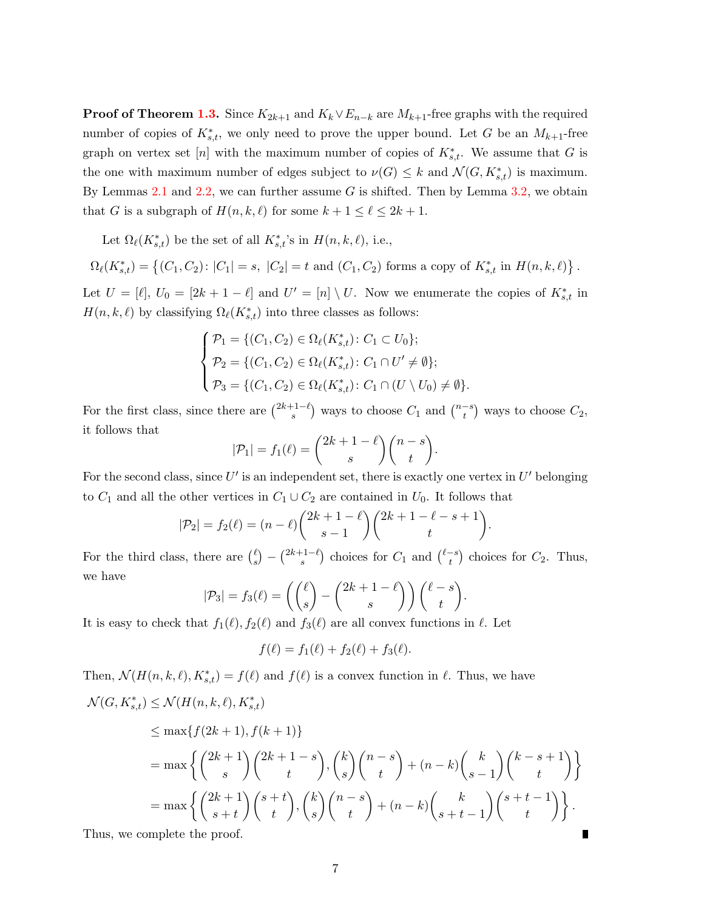**Proof of Theorem 1.3.** Since $K_{2k+1}$ and $K_k \vee E_{n-k}$ are $M_{k+1}$-free graphs with the required number of copies of $K^*_{s,t}$, we only need to prove the upper bound. Let $G$ be an $M_{k+1}$-free graph on vertex set $[n]$ with the maximum number of copies of $K^*_{s,t}$. We assume that $G$ is the one with maximum number of edges subject to $\nu(G) \le k$ and $\mathcal{N}(G, K^*_{s,t})$ is maximum. By Lemmas 2.1 and 2.2, we can further assume $G$ is shifted. Then by Lemma 3.2, we obtain that $G$ is a subgraph of $H(n, k, \ell)$ for some $k+1 \le \ell \le 2k+1$.

Let $\Omega_\ell(K^*_{s,t})$ be the set of all $K^*_{s,t}$'s in $H(n,k,\ell)$, i.e.,

$$\Omega_\ell(K^*_{s,t}) = \left\{(C_1, C_2) \colon |C_1| = s,\ |C_2| = t \text{ and } (C_1, C_2) \text{ forms a copy of } K^*_{s,t} \text{ in } H(n,k,\ell)\right\}.$$

Let $U = [\ell]$, $U_0 = [2k+1-\ell]$ and $U' = [n] \setminus U$. Now we enumerate the copies of $K^*_{s,t}$ in $H(n,k,\ell)$ by classifying $\Omega_\ell(K^*_{s,t})$ into three classes as follows:

$$\begin{cases} \mathcal{P}_1 = \{(C_1, C_2) \in \Omega_\ell(K^*_{s,t}) \colon C_1 \subset U_0\}; \\ \mathcal{P}_2 = \{(C_1, C_2) \in \Omega_\ell(K^*_{s,t}) \colon C_1 \cap U' \neq \emptyset\}; \\ \mathcal{P}_3 = \{(C_1, C_2) \in \Omega_\ell(K^*_{s,t}) \colon C_1 \cap (U \setminus U_0) \neq \emptyset\}. \end{cases}$$

For the first class, since there are $\binom{2k+1-\ell}{s}$ ways to choose $C_1$ and $\binom{n-s}{t}$ ways to choose $C_2$, it follows that

$$|\mathcal{P}_1| = f_1(\ell) = \binom{2k+1-\ell}{s}\binom{n-s}{t}.$$

For the second class, since $U'$ is an independent set, there is exactly one vertex in $U'$ belonging to $C_1$ and all the other vertices in $C_1 \cup C_2$ are contained in $U_0$. It follows that

$$|\mathcal{P}_2| = f_2(\ell) = (n-\ell)\binom{2k+1-\ell}{s-1}\binom{2k+1-\ell-s+1}{t}.$$

For the third class, there are $\binom{\ell}{s} - \binom{2k+1-\ell}{s}$ choices for $C_1$ and $\binom{\ell-s}{t}$ choices for $C_2$. Thus, we have

$$|\mathcal{P}_3| = f_3(\ell) = \left(\binom{\ell}{s} - \binom{2k+1-\ell}{s}\right)\binom{\ell-s}{t}.$$

It is easy to check that $f_1(\ell)$, $f_2(\ell)$ and $f_3(\ell)$ are all convex functions in $\ell$. Let

$$f(\ell) = f_1(\ell) + f_2(\ell) + f_3(\ell).$$

Then, $\mathcal{N}(H(n,k,\ell), K^*_{s,t}) = f(\ell)$ and $f(\ell)$ is a convex function in $\ell$. Thus, we have

$$\begin{aligned}
\mathcal{N}(G, K^*_{s,t}) &\le \mathcal{N}(H(n,k,\ell), K^*_{s,t}) \\
&\le \max\{f(2k+1), f(k+1)\} \\
&= \max\left\{\binom{2k+1}{s}\binom{2k+1-s}{t}, \binom{k}{s}\binom{n-s}{t} + (n-k)\binom{k}{s-1}\binom{k-s+1}{t}\right\} \\
&= \max\left\{\binom{2k+1}{s+t}\binom{s+t}{t}, \binom{k}{s}\binom{n-s}{t} + (n-k)\binom{k}{s+t-1}\binom{s+t-1}{t}\right\}.
\end{aligned}$$

Thus, we complete the proof. ∎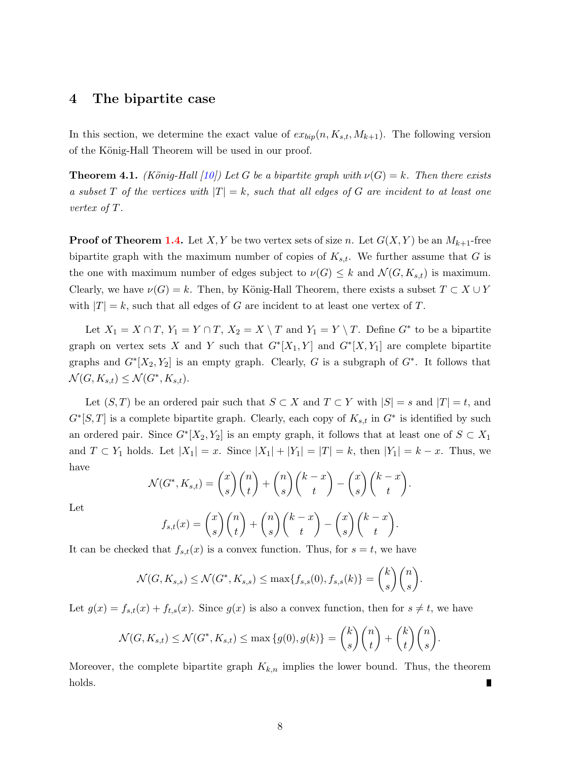## 4 The bipartite case

In this section, we determine the exact value of $ex_{bip}(n, K_{s,t}, M_{k+1})$. The following version of the König-Hall Theorem will be used in our proof.

**Theorem 4.1.** *(König-Hall [10]) Let $G$ be a bipartite graph with $\nu(G) = k$. Then there exists a subset $T$ of the vertices with $|T| = k$, such that all edges of $G$ are incident to at least one vertex of $T$.*

**Proof of Theorem 1.4.** Let $X, Y$ be two vertex sets of size $n$. Let $G(X, Y)$ be an $M_{k+1}$-free bipartite graph with the maximum number of copies of $K_{s,t}$. We further assume that $G$ is the one with maximum number of edges subject to $\nu(G) \leq k$ and $\mathcal{N}(G, K_{s,t})$ is maximum. Clearly, we have $\nu(G) = k$. Then, by König-Hall Theorem, there exists a subset $T \subset X \cup Y$ with $|T| = k$, such that all edges of $G$ are incident to at least one vertex of $T$.

Let $X_1 = X \cap T$, $Y_1 = Y \cap T$, $X_2 = X \setminus T$ and $Y_1 = Y \setminus T$. Define $G^*$ to be a bipartite graph on vertex sets $X$ and $Y$ such that $G^*[X_1, Y]$ and $G^*[X, Y_1]$ are complete bipartite graphs and $G^*[X_2, Y_2]$ is an empty graph. Clearly, $G$ is a subgraph of $G^*$. It follows that $\mathcal{N}(G, K_{s,t}) \leq \mathcal{N}(G^*, K_{s,t})$.

Let $(S, T)$ be an ordered pair such that $S \subset X$ and $T \subset Y$ with $|S| = s$ and $|T| = t$, and $G^*[S, T]$ is a complete bipartite graph. Clearly, each copy of $K_{s,t}$ in $G^*$ is identified by such an ordered pair. Since $G^*[X_2, Y_2]$ is an empty graph, it follows that at least one of $S \subset X_1$ and $T \subset Y_1$ holds. Let $|X_1| = x$. Since $|X_1| + |Y_1| = |T| = k$, then $|Y_1| = k - x$. Thus, we have

$$\mathcal{N}(G^*, K_{s,t}) = \binom{x}{s}\binom{n}{t} + \binom{n}{s}\binom{k-x}{t} - \binom{x}{s}\binom{k-x}{t}.$$

Let

$$f_{s,t}(x) = \binom{x}{s}\binom{n}{t} + \binom{n}{s}\binom{k-x}{t} - \binom{x}{s}\binom{k-x}{t}.$$

It can be checked that $f_{s,t}(x)$ is a convex function. Thus, for $s = t$, we have

$$\mathcal{N}(G, K_{s,s}) \leq \mathcal{N}(G^*, K_{s,s}) \leq \max\{f_{s,s}(0), f_{s,s}(k)\} = \binom{k}{s}\binom{n}{s}.$$

Let $g(x) = f_{s,t}(x) + f_{t,s}(x)$. Since $g(x)$ is also a convex function, then for $s \neq t$, we have

$$\mathcal{N}(G, K_{s,t}) \leq \mathcal{N}(G^*, K_{s,t}) \leq \max\{g(0), g(k)\} = \binom{k}{s}\binom{n}{t} + \binom{k}{t}\binom{n}{s}.$$

Moreover, the complete bipartite graph $K_{k,n}$ implies the lower bound. Thus, the theorem holds. ∎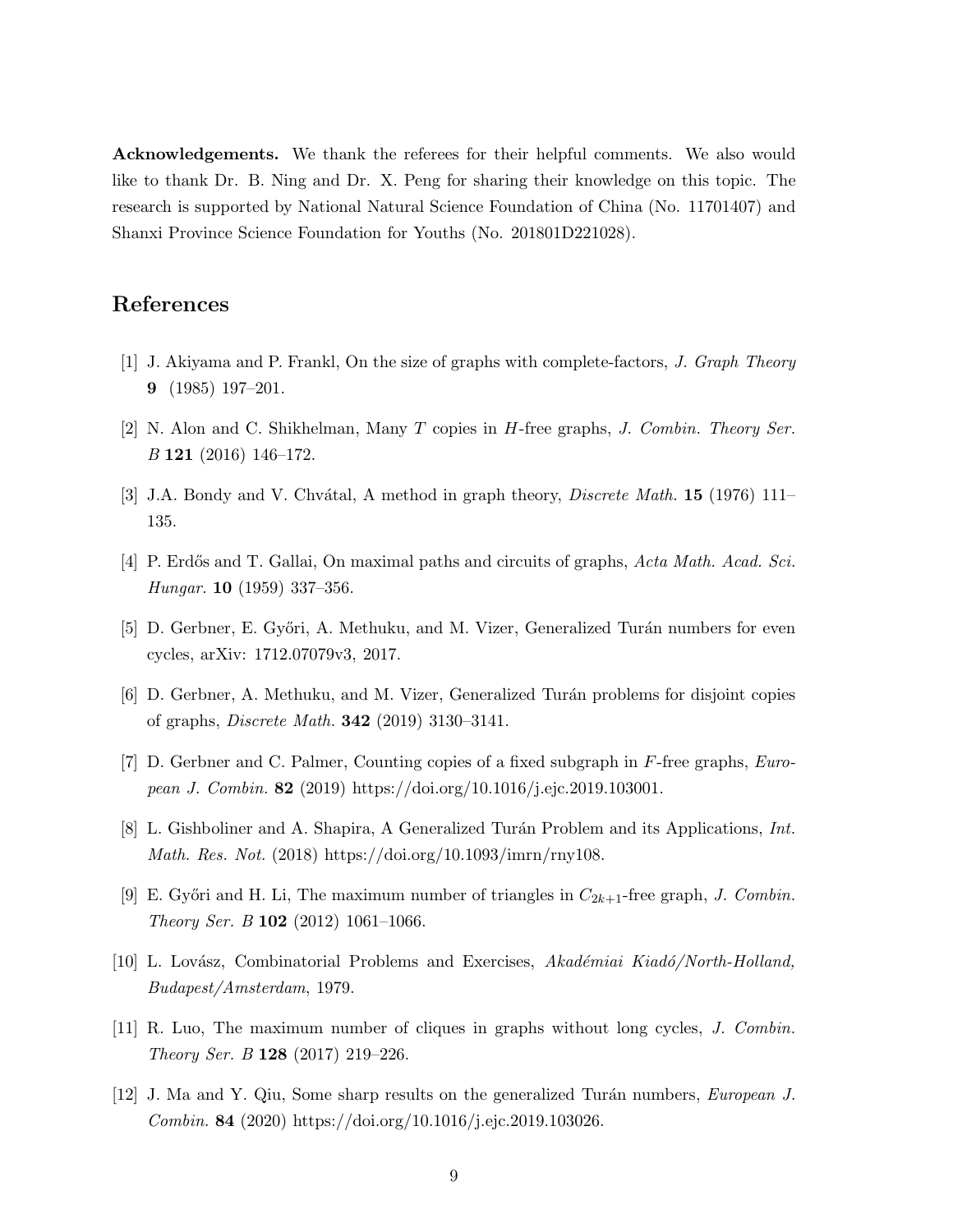**Acknowledgements.** We thank the referees for their helpful comments. We also would like to thank Dr. B. Ning and Dr. X. Peng for sharing their knowledge on this topic. The research is supported by National Natural Science Foundation of China (No. 11701407) and Shanxi Province Science Foundation for Youths (No. 201801D221028).

# References

[1] J. Akiyama and P. Frankl, On the size of graphs with complete-factors, *J. Graph Theory* **9** (1985) 197–201.

[2] N. Alon and C. Shikhelman, Many $T$ copies in $H$-free graphs, *J. Combin. Theory Ser. B* **121** (2016) 146–172.

[3] J.A. Bondy and V. Chvátal, A method in graph theory, *Discrete Math.* **15** (1976) 111–135.

[4] P. Erdős and T. Gallai, On maximal paths and circuits of graphs, *Acta Math. Acad. Sci. Hungar.* **10** (1959) 337–356.

[5] D. Gerbner, E. Győri, A. Methuku, and M. Vizer, Generalized Turán numbers for even cycles, arXiv: 1712.07079v3, 2017.

[6] D. Gerbner, A. Methuku, and M. Vizer, Generalized Turán problems for disjoint copies of graphs, *Discrete Math.* **342** (2019) 3130–3141.

[7] D. Gerbner and C. Palmer, Counting copies of a fixed subgraph in $F$-free graphs, *European J. Combin.* **82** (2019) https://doi.org/10.1016/j.ejc.2019.103001.

[8] L. Gishboliner and A. Shapira, A Generalized Turán Problem and its Applications, *Int. Math. Res. Not.* (2018) https://doi.org/10.1093/imrn/rny108.

[9] E. Győri and H. Li, The maximum number of triangles in $C_{2k+1}$-free graph, *J. Combin. Theory Ser. B* **102** (2012) 1061–1066.

[10] L. Lovász, Combinatorial Problems and Exercises, *Akadémiai Kiadó/North-Holland, Budapest/Amsterdam*, 1979.

[11] R. Luo, The maximum number of cliques in graphs without long cycles, *J. Combin. Theory Ser. B* **128** (2017) 219–226.

[12] J. Ma and Y. Qiu, Some sharp results on the generalized Turán numbers, *European J. Combin.* **84** (2020) https://doi.org/10.1016/j.ejc.2019.103026.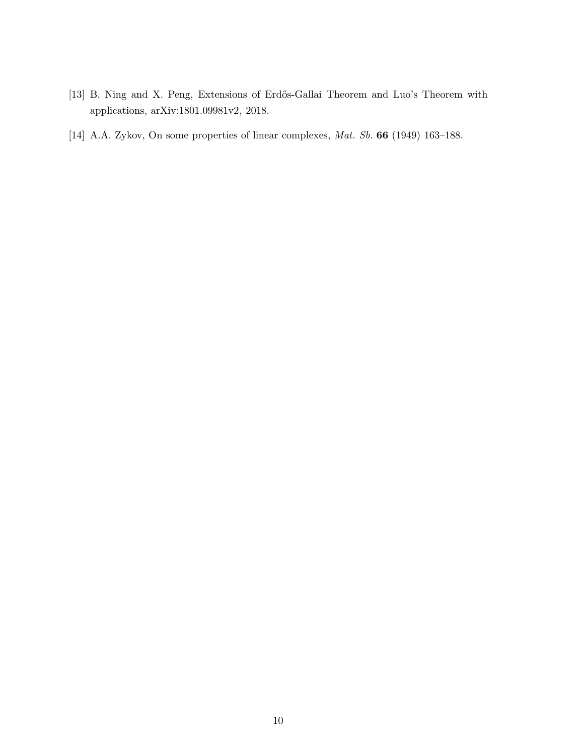[13] B. Ning and X. Peng, Extensions of Erdős-Gallai Theorem and Luo's Theorem with applications, arXiv:1801.09981v2, 2018.

[14] A.A. Zykov, On some properties of linear complexes, *Mat. Sb.* **66** (1949) 163–188.